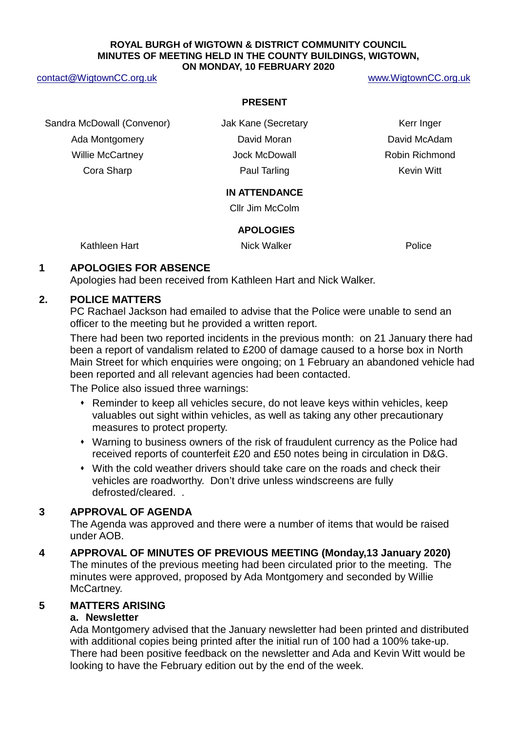**ROYAL BURGH of WIGTOWN & DISTRICT COMMUNITY COUNCIL**
**MINUTES OF MEETING HELD IN THE COUNTY BUILDINGS, WIGTOWN,**
**ON MONDAY, 10 FEBRUARY 2020**

contact@WigtownCC.org.uk www.WigtownCC.org.uk

**PRESENT**

| | | |
|---|---|---|
| Sandra McDowall (Convenor) | Jak Kane (Secretary | Kerr Inger |
| Ada Montgomery | David Moran | David McAdam |
| Willie McCartney | Jock McDowall | Robin Richmond |
| Cora Sharp | Paul Tarling | Kevin Witt |

**IN ATTENDANCE**

Cllr Jim McColm

**APOLOGIES**

| | | |
|---|---|---|
| Kathleen Hart | Nick Walker | Police |

## 1 APOLOGIES FOR ABSENCE

Apologies had been received from Kathleen Hart and Nick Walker.

## 2. POLICE MATTERS

PC Rachael Jackson had emailed to advise that the Police were unable to send an officer to the meeting but he provided a written report.

There had been two reported incidents in the previous month: on 21 January there had been a report of vandalism related to £200 of damage caused to a horse box in North Main Street for which enquiries were ongoing; on 1 February an abandoned vehicle had been reported and all relevant agencies had been contacted.

The Police also issued three warnings:

- Reminder to keep all vehicles secure, do not leave keys within vehicles, keep valuables out sight within vehicles, as well as taking any other precautionary measures to protect property.
- Warning to business owners of the risk of fraudulent currency as the Police had received reports of counterfeit £20 and £50 notes being in circulation in D&G.
- With the cold weather drivers should take care on the roads and check their vehicles are roadworthy. Don't drive unless windscreens are fully defrosted/cleared. .

## 3 APPROVAL OF AGENDA

The Agenda was approved and there were a number of items that would be raised under AOB.

## 4 APPROVAL OF MINUTES OF PREVIOUS MEETING (Monday,13 January 2020)

The minutes of the previous meeting had been circulated prior to the meeting. The minutes were approved, proposed by Ada Montgomery and seconded by Willie McCartney.

## 5 MATTERS ARISING

### a. Newsletter

Ada Montgomery advised that the January newsletter had been printed and distributed with additional copies being printed after the initial run of 100 had a 100% take-up. There had been positive feedback on the newsletter and Ada and Kevin Witt would be looking to have the February edition out by the end of the week.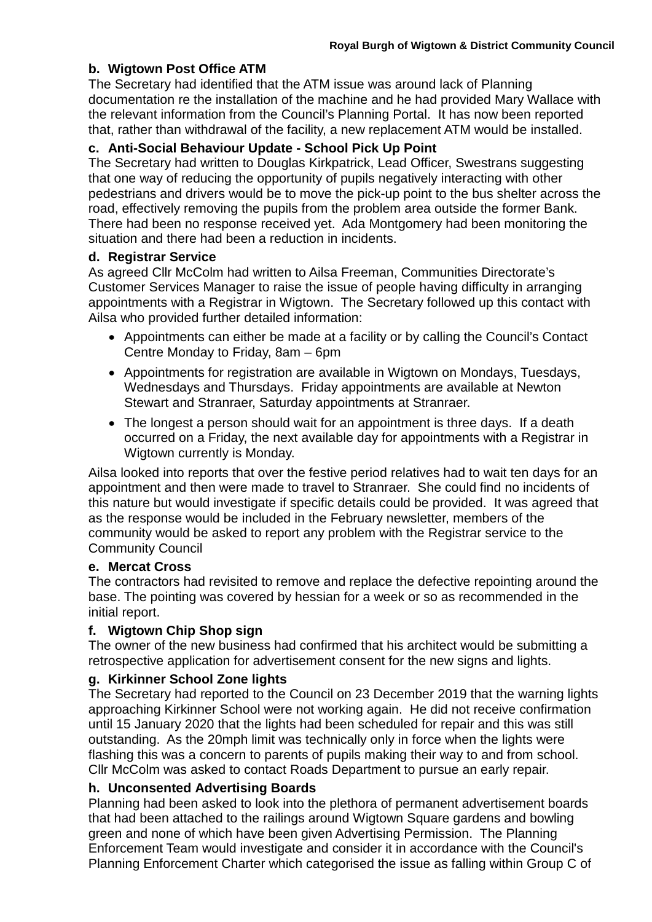**b. Wigtown Post Office ATM**

The Secretary had identified that the ATM issue was around lack of Planning documentation re the installation of the machine and he had provided Mary Wallace with the relevant information from the Council's Planning Portal. It has now been reported that, rather than withdrawal of the facility, a new replacement ATM would be installed.

**c. Anti-Social Behaviour Update - School Pick Up Point**

The Secretary had written to Douglas Kirkpatrick, Lead Officer, Swestrans suggesting that one way of reducing the opportunity of pupils negatively interacting with other pedestrians and drivers would be to move the pick-up point to the bus shelter across the road, effectively removing the pupils from the problem area outside the former Bank. There had been no response received yet. Ada Montgomery had been monitoring the situation and there had been a reduction in incidents.

**d. Registrar Service**

As agreed Cllr McColm had written to Ailsa Freeman, Communities Directorate's Customer Services Manager to raise the issue of people having difficulty in arranging appointments with a Registrar in Wigtown. The Secretary followed up this contact with Ailsa who provided further detailed information:

- Appointments can either be made at a facility or by calling the Council's Contact Centre Monday to Friday, 8am – 6pm
- Appointments for registration are available in Wigtown on Mondays, Tuesdays, Wednesdays and Thursdays. Friday appointments are available at Newton Stewart and Stranraer, Saturday appointments at Stranraer.
- The longest a person should wait for an appointment is three days. If a death occurred on a Friday, the next available day for appointments with a Registrar in Wigtown currently is Monday.

Ailsa looked into reports that over the festive period relatives had to wait ten days for an appointment and then were made to travel to Stranraer. She could find no incidents of this nature but would investigate if specific details could be provided. It was agreed that as the response would be included in the February newsletter, members of the community would be asked to report any problem with the Registrar service to the Community Council

**e. Mercat Cross**

The contractors had revisited to remove and replace the defective repointing around the base. The pointing was covered by hessian for a week or so as recommended in the initial report.

**f. Wigtown Chip Shop sign**

The owner of the new business had confirmed that his architect would be submitting a retrospective application for advertisement consent for the new signs and lights.

**g. Kirkinner School Zone lights**

The Secretary had reported to the Council on 23 December 2019 that the warning lights approaching Kirkinner School were not working again. He did not receive confirmation until 15 January 2020 that the lights had been scheduled for repair and this was still outstanding. As the 20mph limit was technically only in force when the lights were flashing this was a concern to parents of pupils making their way to and from school. Cllr McColm was asked to contact Roads Department to pursue an early repair.

**h. Unconsented Advertising Boards**

Planning had been asked to look into the plethora of permanent advertisement boards that had been attached to the railings around Wigtown Square gardens and bowling green and none of which have been given Advertising Permission. The Planning Enforcement Team would investigate and consider it in accordance with the Council's Planning Enforcement Charter which categorised the issue as falling within Group C of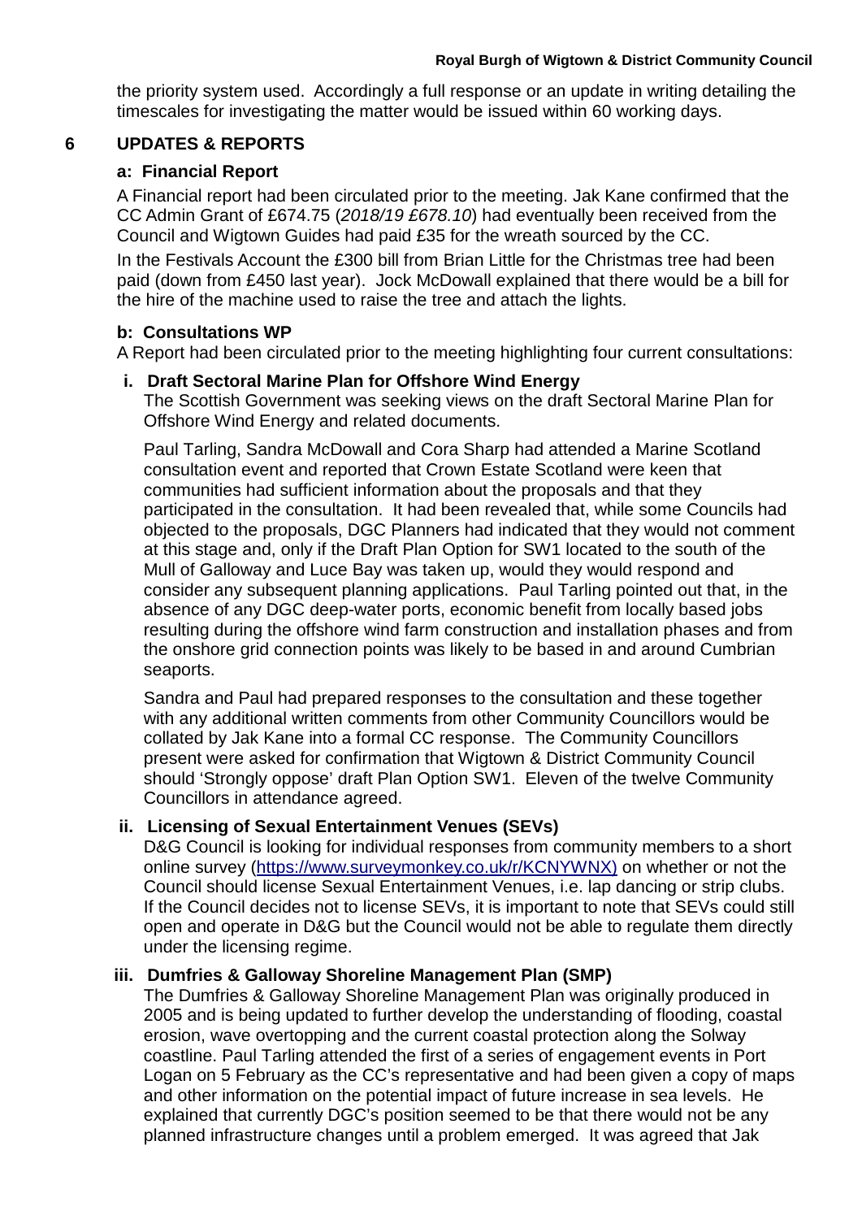the priority system used. Accordingly a full response or an update in writing detailing the timescales for investigating the matter would be issued within 60 working days.

## 6 UPDATES & REPORTS

### a: Financial Report

A Financial report had been circulated prior to the meeting. Jak Kane confirmed that the CC Admin Grant of £674.75 (*2018/19 £678.10*) had eventually been received from the Council and Wigtown Guides had paid £35 for the wreath sourced by the CC.

In the Festivals Account the £300 bill from Brian Little for the Christmas tree had been paid (down from £450 last year). Jock McDowall explained that there would be a bill for the hire of the machine used to raise the tree and attach the lights.

### b: Consultations WP

A Report had been circulated prior to the meeting highlighting four current consultations:

**i. Draft Sectoral Marine Plan for Offshore Wind Energy**

The Scottish Government was seeking views on the draft Sectoral Marine Plan for Offshore Wind Energy and related documents.

Paul Tarling, Sandra McDowall and Cora Sharp had attended a Marine Scotland consultation event and reported that Crown Estate Scotland were keen that communities had sufficient information about the proposals and that they participated in the consultation. It had been revealed that, while some Councils had objected to the proposals, DGC Planners had indicated that they would not comment at this stage and, only if the Draft Plan Option for SW1 located to the south of the Mull of Galloway and Luce Bay was taken up, would they would respond and consider any subsequent planning applications. Paul Tarling pointed out that, in the absence of any DGC deep-water ports, economic benefit from locally based jobs resulting during the offshore wind farm construction and installation phases and from the onshore grid connection points was likely to be based in and around Cumbrian seaports.

Sandra and Paul had prepared responses to the consultation and these together with any additional written comments from other Community Councillors would be collated by Jak Kane into a formal CC response. The Community Councillors present were asked for confirmation that Wigtown & District Community Council should 'Strongly oppose' draft Plan Option SW1. Eleven of the twelve Community Councillors in attendance agreed.

**ii. Licensing of Sexual Entertainment Venues (SEVs)**

D&G Council is looking for individual responses from community members to a short online survey (https://www.surveymonkey.co.uk/r/KCNYWNX) on whether or not the Council should license Sexual Entertainment Venues, i.e. lap dancing or strip clubs. If the Council decides not to license SEVs, it is important to note that SEVs could still open and operate in D&G but the Council would not be able to regulate them directly under the licensing regime.

**iii. Dumfries & Galloway Shoreline Management Plan (SMP)**

The Dumfries & Galloway Shoreline Management Plan was originally produced in 2005 and is being updated to further develop the understanding of flooding, coastal erosion, wave overtopping and the current coastal protection along the Solway coastline. Paul Tarling attended the first of a series of engagement events in Port Logan on 5 February as the CC's representative and had been given a copy of maps and other information on the potential impact of future increase in sea levels. He explained that currently DGC's position seemed to be that there would not be any planned infrastructure changes until a problem emerged. It was agreed that Jak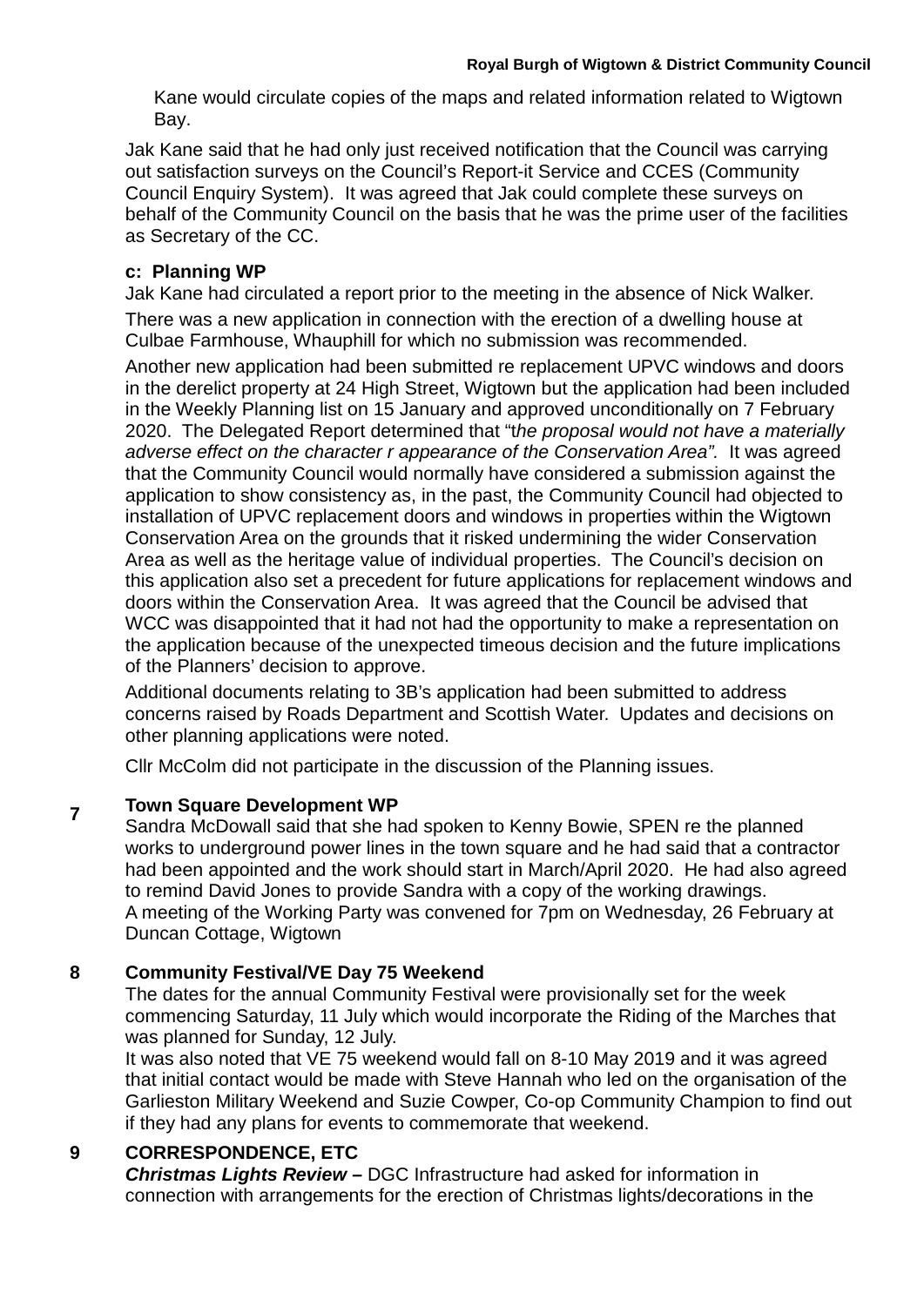Kane would circulate copies of the maps and related information related to Wigtown Bay.

Jak Kane said that he had only just received notification that the Council was carrying out satisfaction surveys on the Council's Report-it Service and CCES (Community Council Enquiry System). It was agreed that Jak could complete these surveys on behalf of the Community Council on the basis that he was the prime user of the facilities as Secretary of the CC.

**c: Planning WP**

Jak Kane had circulated a report prior to the meeting in the absence of Nick Walker.

There was a new application in connection with the erection of a dwelling house at Culbae Farmhouse, Whauphill for which no submission was recommended.

Another new application had been submitted re replacement UPVC windows and doors in the derelict property at 24 High Street, Wigtown but the application had been included in the Weekly Planning list on 15 January and approved unconditionally on 7 February 2020. The Delegated Report determined that "t*he proposal would not have a materially adverse effect on the character r appearance of the Conservation Area".* It was agreed that the Community Council would normally have considered a submission against the application to show consistency as, in the past, the Community Council had objected to installation of UPVC replacement doors and windows in properties within the Wigtown Conservation Area on the grounds that it risked undermining the wider Conservation Area as well as the heritage value of individual properties. The Council's decision on this application also set a precedent for future applications for replacement windows and doors within the Conservation Area. It was agreed that the Council be advised that WCC was disappointed that it had not had the opportunity to make a representation on the application because of the unexpected timeous decision and the future implications of the Planners' decision to approve.

Additional documents relating to 3B's application had been submitted to address concerns raised by Roads Department and Scottish Water. Updates and decisions on other planning applications were noted.

Cllr McColm did not participate in the discussion of the Planning issues.

**7 Town Square Development WP**

Sandra McDowall said that she had spoken to Kenny Bowie, SPEN re the planned works to underground power lines in the town square and he had said that a contractor had been appointed and the work should start in March/April 2020. He had also agreed to remind David Jones to provide Sandra with a copy of the working drawings.
A meeting of the Working Party was convened for 7pm on Wednesday, 26 February at Duncan Cottage, Wigtown

**8 Community Festival/VE Day 75 Weekend**

The dates for the annual Community Festival were provisionally set for the week commencing Saturday, 11 July which would incorporate the Riding of the Marches that was planned for Sunday, 12 July.
It was also noted that VE 75 weekend would fall on 8-10 May 2019 and it was agreed that initial contact would be made with Steve Hannah who led on the organisation of the Garlieston Military Weekend and Suzie Cowper, Co-op Community Champion to find out if they had any plans for events to commemorate that weekend.

**9 CORRESPONDENCE, ETC**

***Christmas Lights Review –*** DGC Infrastructure had asked for information in connection with arrangements for the erection of Christmas lights/decorations in the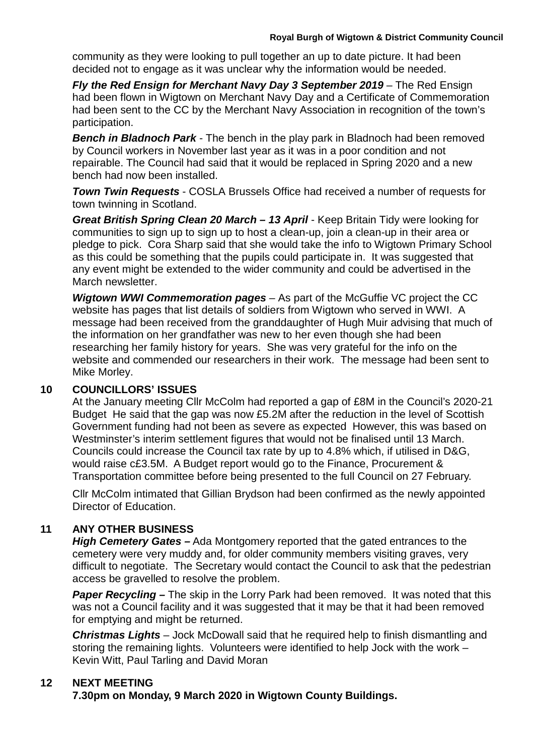community as they were looking to pull together an up to date picture. It had been decided not to engage as it was unclear why the information would be needed.

***Fly the Red Ensign for Merchant Navy Day 3 September 2019*** – The Red Ensign had been flown in Wigtown on Merchant Navy Day and a Certificate of Commemoration had been sent to the CC by the Merchant Navy Association in recognition of the town's participation.

***Bench in Bladnoch Park*** - The bench in the play park in Bladnoch had been removed by Council workers in November last year as it was in a poor condition and not repairable. The Council had said that it would be replaced in Spring 2020 and a new bench had now been installed.

***Town Twin Requests*** - COSLA Brussels Office had received a number of requests for town twinning in Scotland.

***Great British Spring Clean 20 March – 13 April*** - Keep Britain Tidy were looking for communities to sign up to sign up to host a clean-up, join a clean-up in their area or pledge to pick. Cora Sharp said that she would take the info to Wigtown Primary School as this could be something that the pupils could participate in. It was suggested that any event might be extended to the wider community and could be advertised in the March newsletter.

***Wigtown WWI Commemoration pages*** – As part of the McGuffie VC project the CC website has pages that list details of soldiers from Wigtown who served in WWI. A message had been received from the granddaughter of Hugh Muir advising that much of the information on her grandfather was new to her even though she had been researching her family history for years. She was very grateful for the info on the website and commended our researchers in their work. The message had been sent to Mike Morley.

## 10 COUNCILLORS' ISSUES

At the January meeting Cllr McColm had reported a gap of £8M in the Council's 2020-21 Budget He said that the gap was now £5.2M after the reduction in the level of Scottish Government funding had not been as severe as expected However, this was based on Westminster's interim settlement figures that would not be finalised until 13 March. Councils could increase the Council tax rate by up to 4.8% which, if utilised in D&G, would raise c£3.5M. A Budget report would go to the Finance, Procurement & Transportation committee before being presented to the full Council on 27 February.

Cllr McColm intimated that Gillian Brydson had been confirmed as the newly appointed Director of Education.

## 11 ANY OTHER BUSINESS

***High Cemetery Gates –*** Ada Montgomery reported that the gated entrances to the cemetery were very muddy and, for older community members visiting graves, very difficult to negotiate. The Secretary would contact the Council to ask that the pedestrian access be gravelled to resolve the problem.

***Paper Recycling –*** The skip in the Lorry Park had been removed. It was noted that this was not a Council facility and it was suggested that it may be that it had been removed for emptying and might be returned.

***Christmas Lights*** – Jock McDowall said that he required help to finish dismantling and storing the remaining lights. Volunteers were identified to help Jock with the work – Kevin Witt, Paul Tarling and David Moran

## 12 NEXT MEETING

**7.30pm on Monday, 9 March 2020 in Wigtown County Buildings.**